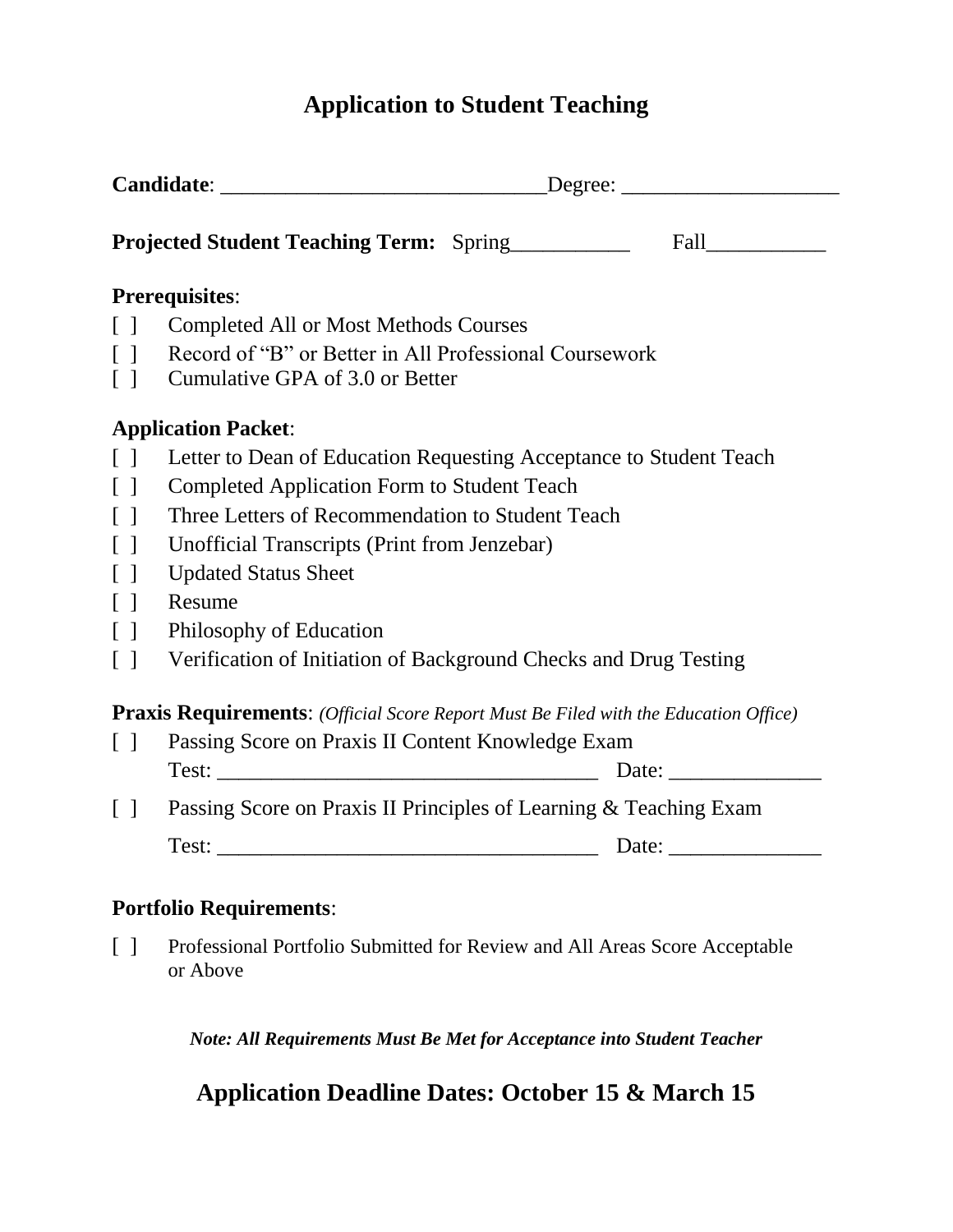# Application to Student Teaching

**Candidate**: ______________________________Degree: ____________________

**Projected Student Teaching Term:** Spring___________ Fall___________

**Prerequisites**:

[ ] Completed All or Most Methods Courses
[ ] Record of "B" or Better in All Professional Coursework
[ ] Cumulative GPA of 3.0 or Better

**Application Packet**:

[ ] Letter to Dean of Education Requesting Acceptance to Student Teach
[ ] Completed Application Form to Student Teach
[ ] Three Letters of Recommendation to Student Teach
[ ] Unofficial Transcripts (Print from Jenzebar)
[ ] Updated Status Sheet
[ ] Resume
[ ] Philosophy of Education
[ ] Verification of Initiation of Background Checks and Drug Testing

**Praxis Requirements**: *(Official Score Report Must Be Filed with the Education Office)*

[ ] Passing Score on Praxis II Content Knowledge Exam
Test: ___________________________________ Date: ______________

[ ] Passing Score on Praxis II Principles of Learning & Teaching Exam
Test: ___________________________________ Date: ______________

**Portfolio Requirements**:

[ ] Professional Portfolio Submitted for Review and All Areas Score Acceptable or Above

***Note: All Requirements Must Be Met for Acceptance into Student Teacher***

## Application Deadline Dates: October 15 & March 15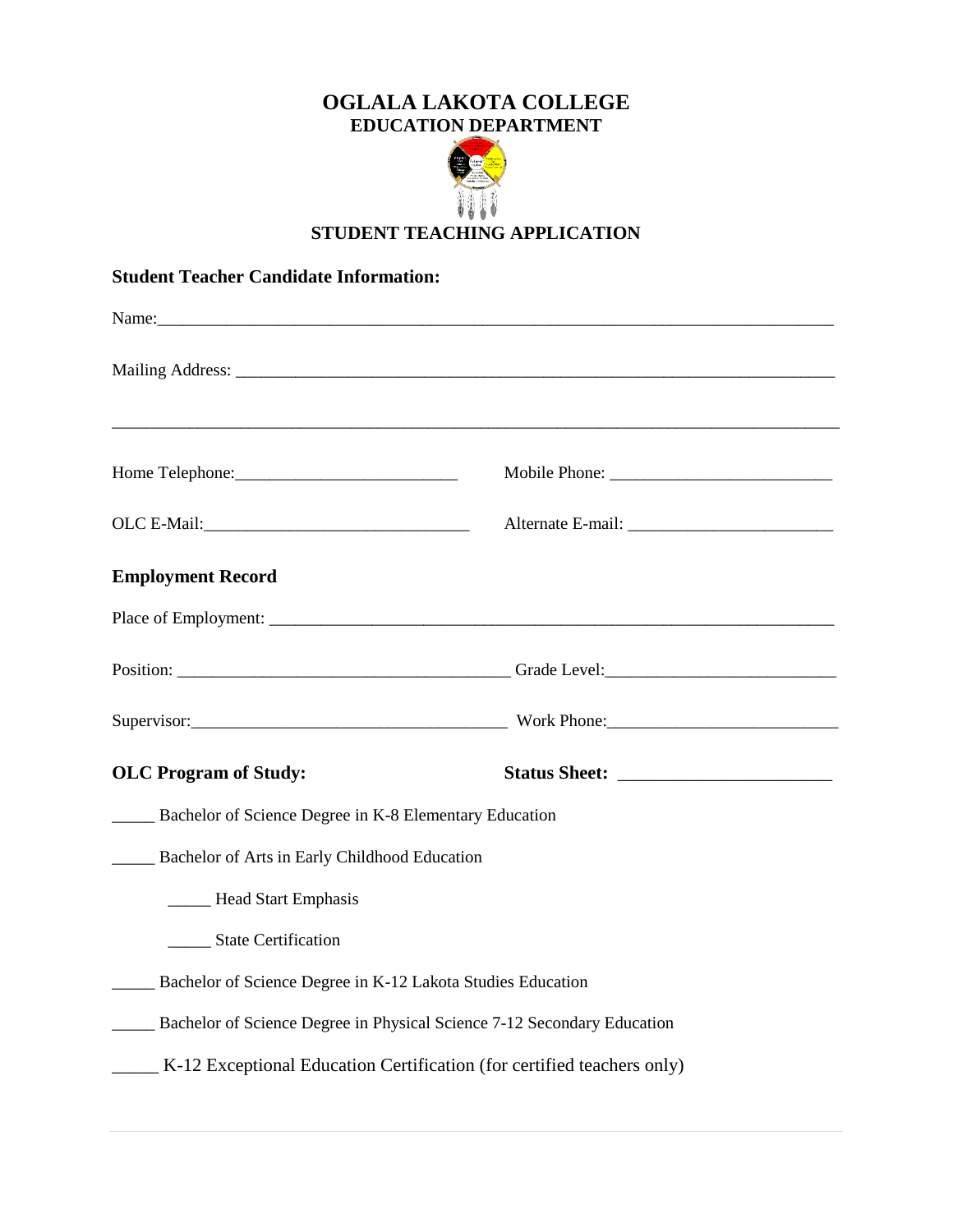# OGLALA LAKOTA COLLEGE
## EDUCATION DEPARTMENT

## STUDENT TEACHING APPLICATION

**Student Teacher Candidate Information:**

Name:_______________________________________________________________________________

Mailing Address: ________________________________________________________________________

_____________________________________________________________________________________

Home Telephone:__________________________ Mobile Phone: __________________________

OLC E-Mail:______________________________ Alternate E-mail: ________________________

**Employment Record**

Place of Employment: ____________________________________________________________________

Position: ______________________________________ Grade Level:__________________________

Supervisor:____________________________________ Work Phone:__________________________

**OLC Program of Study:** **Status Sheet:** _______________________

_____ Bachelor of Science Degree in K-8 Elementary Education

_____ Bachelor of Arts in Early Childhood Education

- _____ Head Start Emphasis
- _____ State Certification

_____ Bachelor of Science Degree in K-12 Lakota Studies Education

_____ Bachelor of Science Degree in Physical Science 7-12 Secondary Education

_____ K-12 Exceptional Education Certification (for certified teachers only)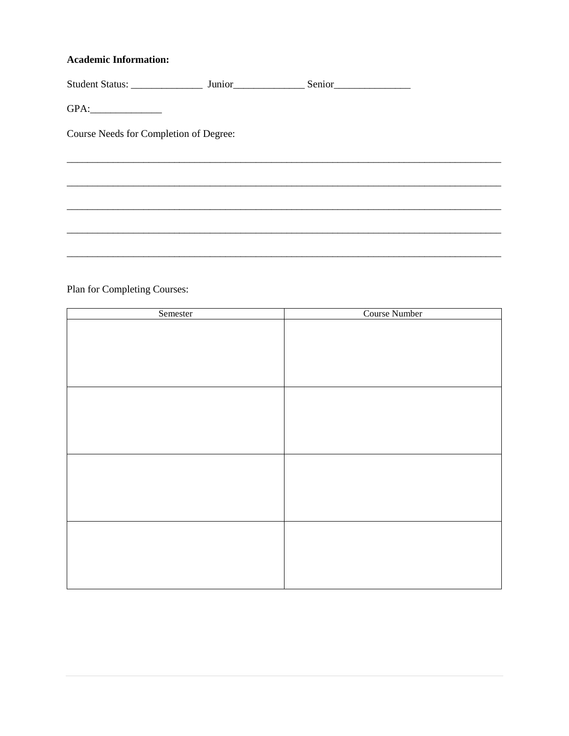**Academic Information:**

Student Status: ______________ Junior______________ Senior_______________

GPA:______________

Course Needs for Completion of Degree:

_____________________________________________________________________________________

_____________________________________________________________________________________

_____________________________________________________________________________________

_____________________________________________________________________________________

_____________________________________________________________________________________

Plan for Completing Courses:

| Semester | Course Number |
|---|---|
| | |
| | |
| | |
| | |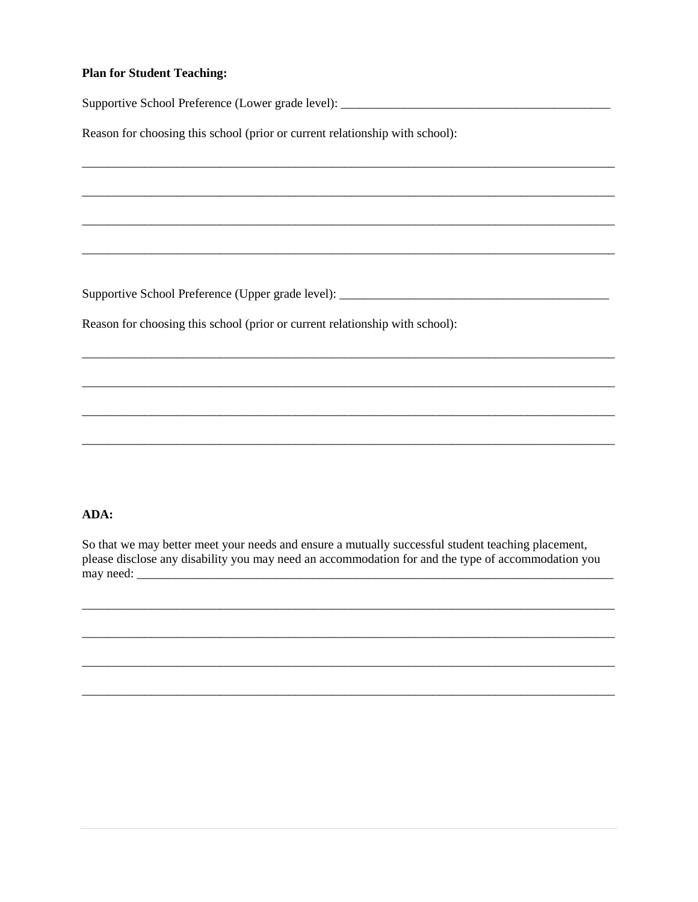**Plan for Student Teaching:**

Supportive School Preference (Lower grade level): ___________________________________________

Reason for choosing this school (prior or current relationship with school):

_____________________________________________________________________________________

_____________________________________________________________________________________

_____________________________________________________________________________________

_____________________________________________________________________________________

Supportive School Preference (Upper grade level): ___________________________________________

Reason for choosing this school (prior or current relationship with school):

_____________________________________________________________________________________

_____________________________________________________________________________________

_____________________________________________________________________________________

_____________________________________________________________________________________

**ADA:**

So that we may better meet your needs and ensure a mutually successful student teaching placement, please disclose any disability you may need an accommodation for and the type of accommodation you may need: ___________________________________________________________________________

_____________________________________________________________________________________

_____________________________________________________________________________________

_____________________________________________________________________________________

_____________________________________________________________________________________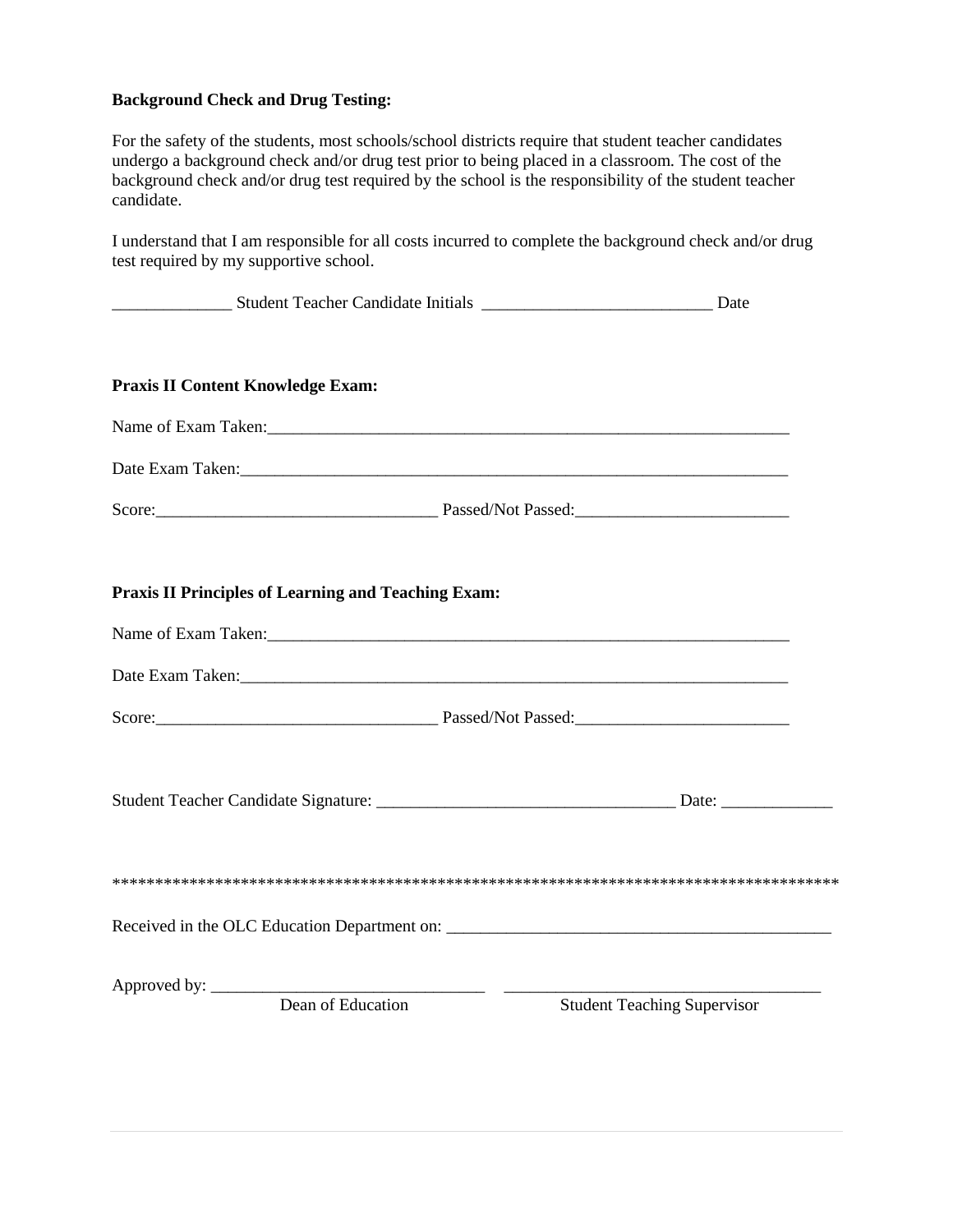**Background Check and Drug Testing:**

For the safety of the students, most schools/school districts require that student teacher candidates undergo a background check and/or drug test prior to being placed in a classroom. The cost of the background check and/or drug test required by the school is the responsibility of the student teacher candidate.

I understand that I am responsible for all costs incurred to complete the background check and/or drug test required by my supportive school.

______________ Student Teacher Candidate Initials ___________________________ Date

**Praxis II Content Knowledge Exam:**

Name of Exam Taken:_______________________________________________________________

Date Exam Taken:__________________________________________________________________

Score:_________________________________ Passed/Not Passed:_________________________

**Praxis II Principles of Learning and Teaching Exam:**

Name of Exam Taken:_______________________________________________________________

Date Exam Taken:__________________________________________________________________

Score:_________________________________ Passed/Not Passed:_________________________

Student Teacher Candidate Signature: __________________________________ Date: _____________

*************************************************************************************

Received in the OLC Education Department on: ______________________________________________

Approved by: ________________________________ _____________________________________

Dean of Education Student Teaching Supervisor